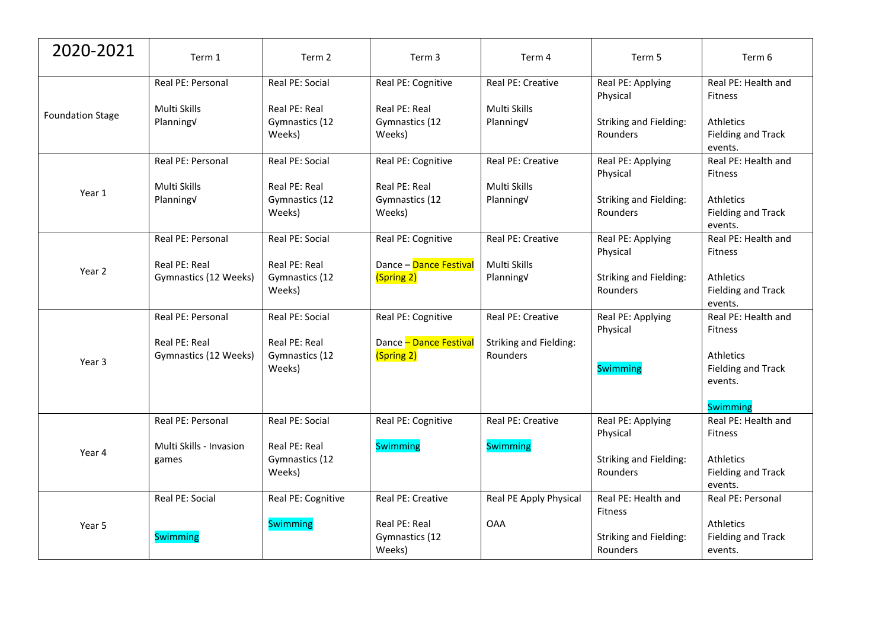| 2020-2021 | Term 1 | Term 2 | Term 3 | Term 4 | Term 5 | Term 6 |
|---|---|---|---|---|---|---|
| Foundation Stage | Real PE: Personal<br><br>Multi Skills Planning√ | Real PE: Social<br><br>Real PE: Real Gymnastics (12 Weeks) | Real PE: Cognitive<br><br>Real PE: Real Gymnastics (12 Weeks) | Real PE: Creative<br><br>Multi Skills Planning√ | Real PE: Applying Physical<br><br>Striking and Fielding: Rounders | Real PE: Health and Fitness<br><br>Athletics<br>Fielding and Track events. |
| Year 1 | Real PE: Personal<br><br>Multi Skills Planning√ | Real PE: Social<br><br>Real PE: Real Gymnastics (12 Weeks) | Real PE: Cognitive<br><br>Real PE: Real Gymnastics (12 Weeks) | Real PE: Creative<br><br>Multi Skills Planning√ | Real PE: Applying Physical<br><br>Striking and Fielding: Rounders | Real PE: Health and Fitness<br><br>Athletics<br>Fielding and Track events. |
| Year 2 | Real PE: Personal<br><br>Real PE: Real Gymnastics (12 Weeks) | Real PE: Social<br><br>Real PE: Real Gymnastics (12 Weeks) | Real PE: Cognitive<br><br>Dance – Dance Festival (Spring 2) | Real PE: Creative<br><br>Multi Skills Planning√ | Real PE: Applying Physical<br><br>Striking and Fielding: Rounders | Real PE: Health and Fitness<br><br>Athletics<br>Fielding and Track events. |
| Year 3 | Real PE: Personal<br><br>Real PE: Real Gymnastics (12 Weeks) | Real PE: Social<br><br>Real PE: Real Gymnastics (12 Weeks) | Real PE: Cognitive<br><br>Dance – Dance Festival (Spring 2) | Real PE: Creative<br><br>Striking and Fielding: Rounders | Real PE: Applying Physical<br><br>Swimming | Real PE: Health and Fitness<br><br>Athletics<br>Fielding and Track events.<br><br>Swimming |
| Year 4 | Real PE: Personal<br><br>Multi Skills - Invasion games | Real PE: Social<br><br>Real PE: Real Gymnastics (12 Weeks) | Real PE: Cognitive<br><br>Swimming | Real PE: Creative<br><br>Swimming | Real PE: Applying Physical<br><br>Striking and Fielding: Rounders | Real PE: Health and Fitness<br><br>Athletics<br>Fielding and Track events. |
| Year 5 | Real PE: Social<br><br>Swimming | Real PE: Cognitive<br><br>Swimming | Real PE: Creative<br><br>Real PE: Real Gymnastics (12 Weeks) | Real PE Apply Physical<br><br>OAA | Real PE: Health and Fitness<br><br>Striking and Fielding: Rounders | Real PE: Personal<br><br>Athletics<br>Fielding and Track events. |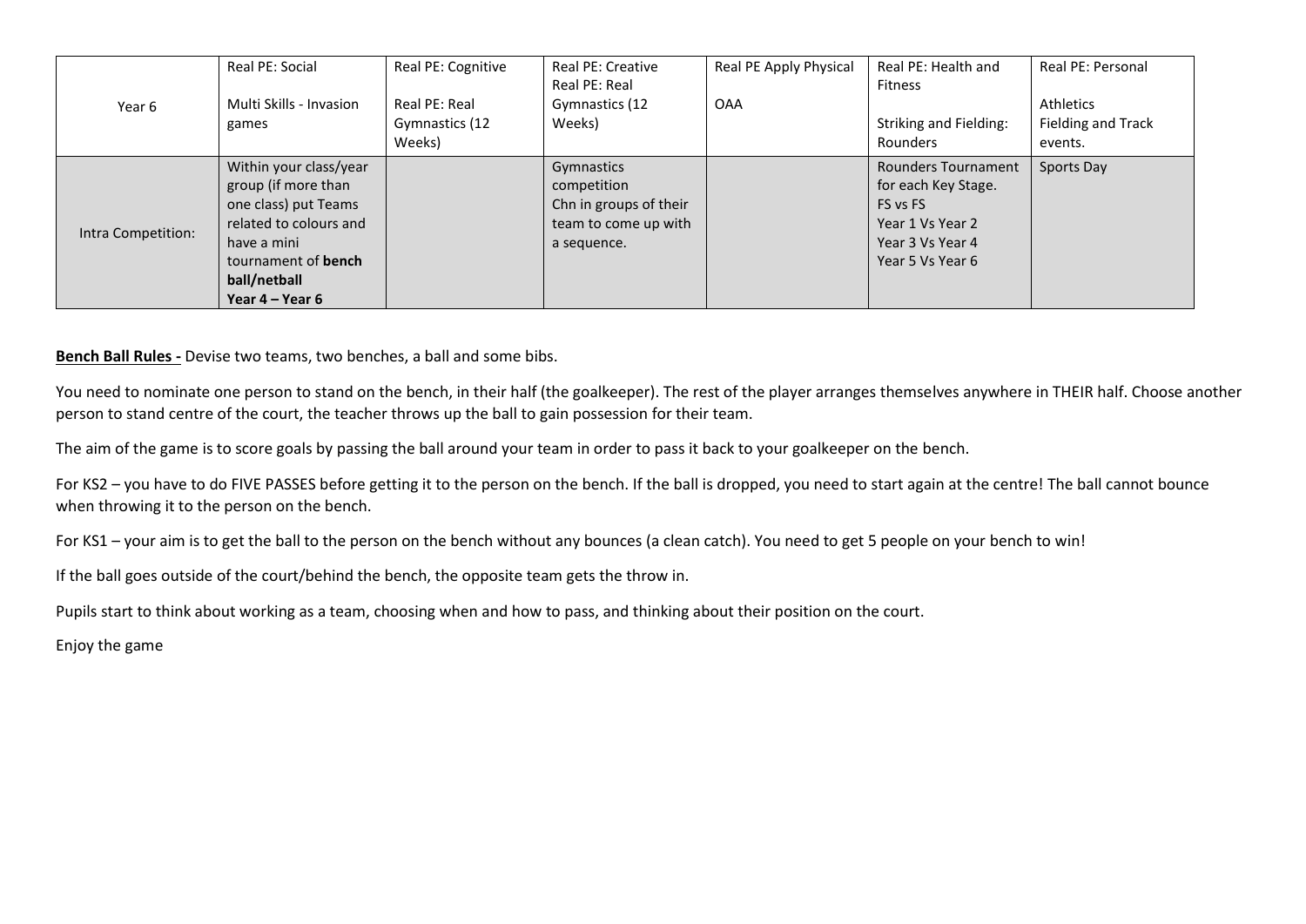| | | | | | | |
|---|---|---|---|---|---|---|
| Year 6 | Real PE: Social<br><br>Multi Skills - Invasion games | Real PE: Cognitive<br><br>Real PE: Real Gymnastics (12 Weeks) | Real PE: Creative<br>Real PE: Real Gymnastics (12 Weeks) | Real PE Apply Physical<br><br>OAA | Real PE: Health and Fitness<br><br>Striking and Fielding: Rounders | Real PE: Personal<br><br>Athletics<br>Fielding and Track events. |
| Intra Competition: | Within your class/year group (if more than one class) put Teams related to colours and have a mini tournament of **bench ball/netball**<br>**Year 4 – Year 6** | | Gymnastics competition<br>Chn in groups of their team to come up with a sequence. | | Rounders Tournament for each Key Stage.<br>FS vs FS<br>Year 1 Vs Year 2<br>Year 3 Vs Year 4<br>Year 5 Vs Year 6 | Sports Day |

**<u>Bench Ball Rules -</u>** Devise two teams, two benches, a ball and some bibs.

You need to nominate one person to stand on the bench, in their half (the goalkeeper). The rest of the player arranges themselves anywhere in THEIR half. Choose another person to stand centre of the court, the teacher throws up the ball to gain possession for their team.

The aim of the game is to score goals by passing the ball around your team in order to pass it back to your goalkeeper on the bench.

For KS2 – you have to do FIVE PASSES before getting it to the person on the bench. If the ball is dropped, you need to start again at the centre! The ball cannot bounce when throwing it to the person on the bench.

For KS1 – your aim is to get the ball to the person on the bench without any bounces (a clean catch). You need to get 5 people on your bench to win!

If the ball goes outside of the court/behind the bench, the opposite team gets the throw in.

Pupils start to think about working as a team, choosing when and how to pass, and thinking about their position on the court.

Enjoy the game